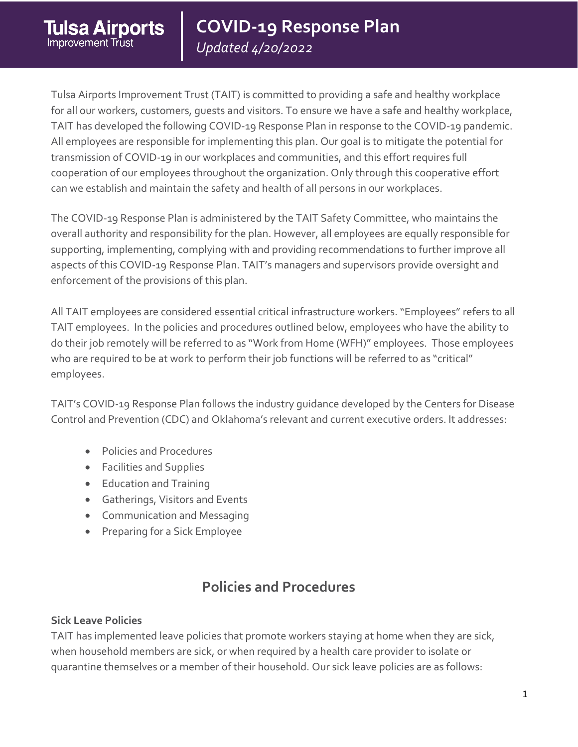**Tulsa Airports** Improvement Trust

# COVID-19 Response Plan

*Updated 4/20/2022*

Tulsa Airports Improvement Trust (TAIT) is committed to providing a safe and healthy workplace for all our workers, customers, guests and visitors. To ensure we have a safe and healthy workplace, TAIT has developed the following COVID-19 Response Plan in response to the COVID-19 pandemic. All employees are responsible for implementing this plan. Our goal is to mitigate the potential for transmission of COVID-19 in our workplaces and communities, and this effort requires full cooperation of our employees throughout the organization. Only through this cooperative effort can we establish and maintain the safety and health of all persons in our workplaces.

The COVID-19 Response Plan is administered by the TAIT Safety Committee, who maintains the overall authority and responsibility for the plan. However, all employees are equally responsible for supporting, implementing, complying with and providing recommendations to further improve all aspects of this COVID-19 Response Plan. TAIT's managers and supervisors provide oversight and enforcement of the provisions of this plan.

All TAIT employees are considered essential critical infrastructure workers. "Employees" refers to all TAIT employees. In the policies and procedures outlined below, employees who have the ability to do their job remotely will be referred to as "Work from Home (WFH)" employees. Those employees who are required to be at work to perform their job functions will be referred to as "critical" employees.

TAIT's COVID-19 Response Plan follows the industry guidance developed by the Centers for Disease Control and Prevention (CDC) and Oklahoma's relevant and current executive orders. It addresses:

- Policies and Procedures
- Facilities and Supplies
- Education and Training
- Gatherings, Visitors and Events
- Communication and Messaging
- Preparing for a Sick Employee

## Policies and Procedures

**Sick Leave Policies**

TAIT has implemented leave policies that promote workers staying at home when they are sick, when household members are sick, or when required by a health care provider to isolate or quarantine themselves or a member of their household. Our sick leave policies are as follows: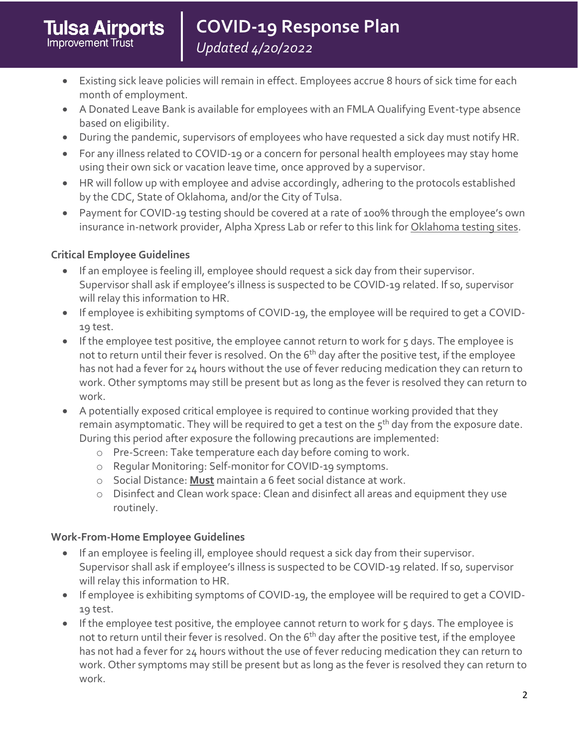- Existing sick leave policies will remain in effect. Employees accrue 8 hours of sick time for each month of employment.
- A Donated Leave Bank is available for employees with an FMLA Qualifying Event-type absence based on eligibility.
- During the pandemic, supervisors of employees who have requested a sick day must notify HR.
- For any illness related to COVID-19 or a concern for personal health employees may stay home using their own sick or vacation leave time, once approved by a supervisor.
- HR will follow up with employee and advise accordingly, adhering to the protocols established by the CDC, State of Oklahoma, and/or the City of Tulsa.
- Payment for COVID-19 testing should be covered at a rate of 100% through the employee's own insurance in-network provider, Alpha Xpress Lab or refer to this link for Oklahoma testing sites.

**Critical Employee Guidelines**

- If an employee is feeling ill, employee should request a sick day from their supervisor. Supervisor shall ask if employee's illness is suspected to be COVID-19 related. If so, supervisor will relay this information to HR.
- If employee is exhibiting symptoms of COVID-19, the employee will be required to get a COVID-19 test.
- If the employee test positive, the employee cannot return to work for 5 days. The employee is not to return until their fever is resolved. On the 6th day after the positive test, if the employee has not had a fever for 24 hours without the use of fever reducing medication they can return to work. Other symptoms may still be present but as long as the fever is resolved they can return to work.
- A potentially exposed critical employee is required to continue working provided that they remain asymptomatic. They will be required to get a test on the 5th day from the exposure date. During this period after exposure the following precautions are implemented:
  - Pre-Screen: Take temperature each day before coming to work.
  - Regular Monitoring: Self-monitor for COVID-19 symptoms.
  - Social Distance: **Must** maintain a 6 feet social distance at work.
  - Disinfect and Clean work space: Clean and disinfect all areas and equipment they use routinely.

**Work-From-Home Employee Guidelines**

- If an employee is feeling ill, employee should request a sick day from their supervisor. Supervisor shall ask if employee's illness is suspected to be COVID-19 related. If so, supervisor will relay this information to HR.
- If employee is exhibiting symptoms of COVID-19, the employee will be required to get a COVID-19 test.
- If the employee test positive, the employee cannot return to work for 5 days. The employee is not to return until their fever is resolved. On the 6th day after the positive test, if the employee has not had a fever for 24 hours without the use of fever reducing medication they can return to work. Other symptoms may still be present but as long as the fever is resolved they can return to work.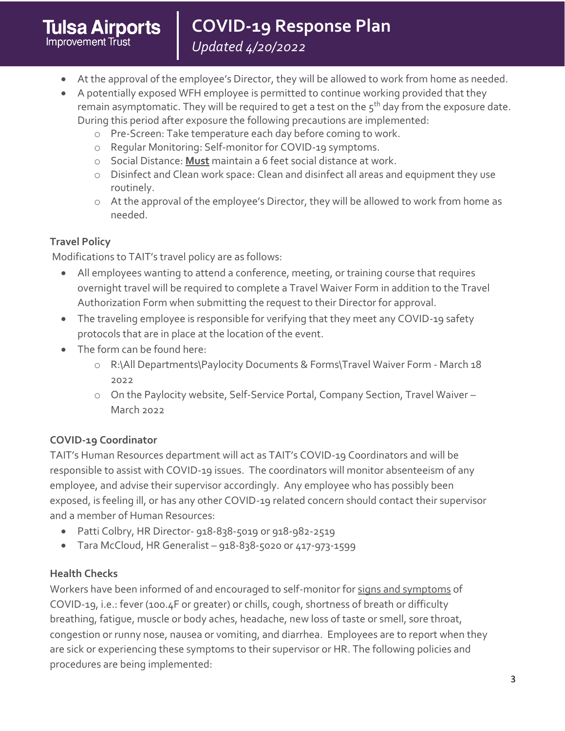- At the approval of the employee's Director, they will be allowed to work from home as needed.
- A potentially exposed WFH employee is permitted to continue working provided that they remain asymptomatic. They will be required to get a test on the 5th day from the exposure date. During this period after exposure the following precautions are implemented:
    - Pre-Screen: Take temperature each day before coming to work.
    - Regular Monitoring: Self-monitor for COVID-19 symptoms.
    - Social Distance: **Must** maintain a 6 feet social distance at work.
    - Disinfect and Clean work space: Clean and disinfect all areas and equipment they use routinely.
    - At the approval of the employee's Director, they will be allowed to work from home as needed.

**Travel Policy**

Modifications to TAIT's travel policy are as follows:

- All employees wanting to attend a conference, meeting, or training course that requires overnight travel will be required to complete a Travel Waiver Form in addition to the Travel Authorization Form when submitting the request to their Director for approval.
- The traveling employee is responsible for verifying that they meet any COVID-19 safety protocols that are in place at the location of the event.
- The form can be found here:
    - R:\All Departments\Paylocity Documents & Forms\Travel Waiver Form - March 18 2022
    - On the Paylocity website, Self-Service Portal, Company Section, Travel Waiver – March 2022

**COVID-19 Coordinator**

TAIT's Human Resources department will act as TAIT's COVID-19 Coordinators and will be responsible to assist with COVID-19 issues. The coordinators will monitor absenteeism of any employee, and advise their supervisor accordingly. Any employee who has possibly been exposed, is feeling ill, or has any other COVID-19 related concern should contact their supervisor and a member of Human Resources:

- Patti Colbry, HR Director- 918-838-5019 or 918-982-2519
- Tara McCloud, HR Generalist – 918-838-5020 or 417-973-1599

**Health Checks**

Workers have been informed of and encouraged to self-monitor for signs and symptoms of COVID-19, i.e.: fever (100.4F or greater) or chills, cough, shortness of breath or difficulty breathing, fatigue, muscle or body aches, headache, new loss of taste or smell, sore throat, congestion or runny nose, nausea or vomiting, and diarrhea. Employees are to report when they are sick or experiencing these symptoms to their supervisor or HR. The following policies and procedures are being implemented: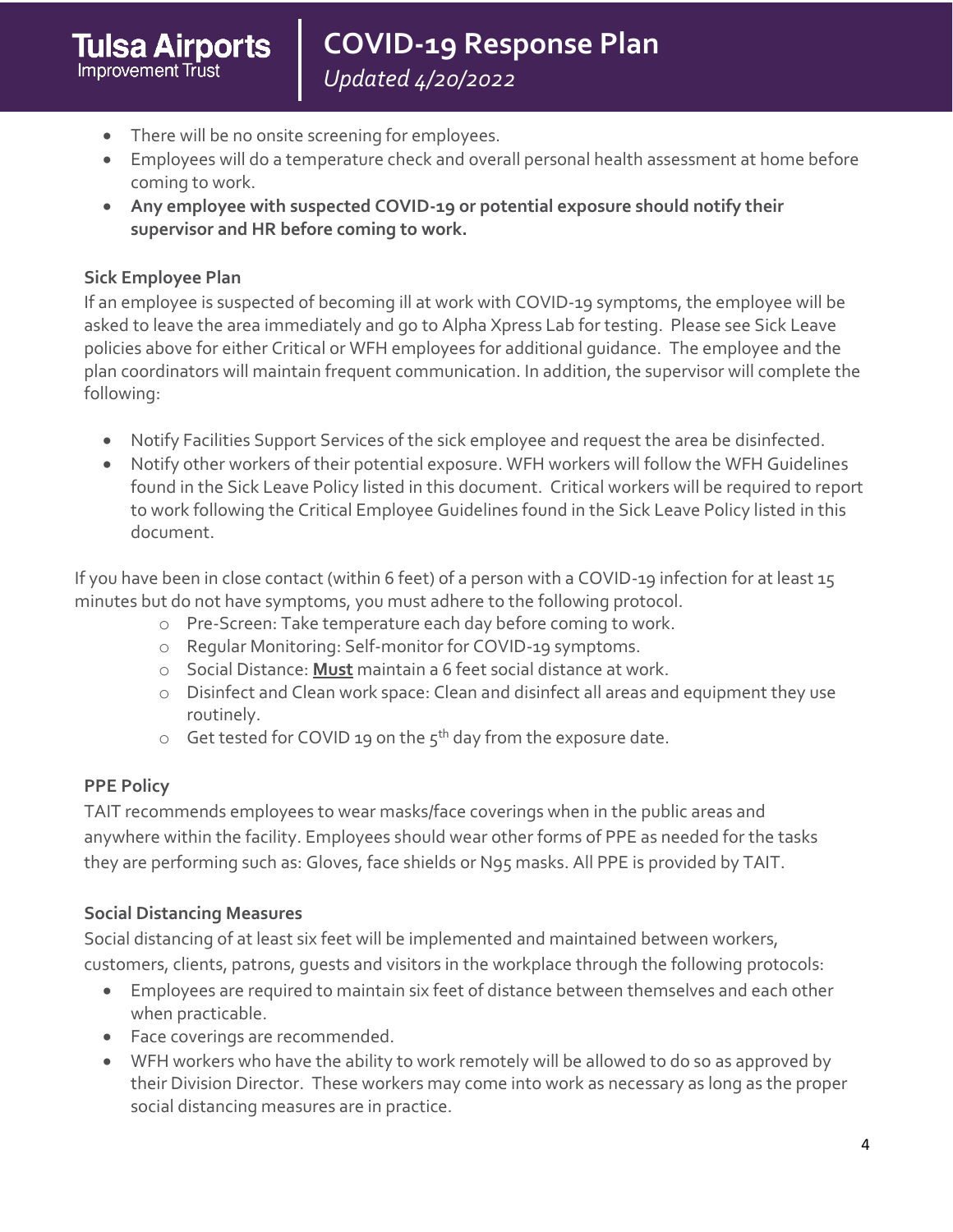- There will be no onsite screening for employees.
- Employees will do a temperature check and overall personal health assessment at home before coming to work.
- **Any employee with suspected COVID-19 or potential exposure should notify their supervisor and HR before coming to work.**

### Sick Employee Plan

If an employee is suspected of becoming ill at work with COVID-19 symptoms, the employee will be asked to leave the area immediately and go to Alpha Xpress Lab for testing. Please see Sick Leave policies above for either Critical or WFH employees for additional guidance. The employee and the plan coordinators will maintain frequent communication. In addition, the supervisor will complete the following:

- Notify Facilities Support Services of the sick employee and request the area be disinfected.
- Notify other workers of their potential exposure. WFH workers will follow the WFH Guidelines found in the Sick Leave Policy listed in this document. Critical workers will be required to report to work following the Critical Employee Guidelines found in the Sick Leave Policy listed in this document.

If you have been in close contact (within 6 feet) of a person with a COVID-19 infection for at least 15 minutes but do not have symptoms, you must adhere to the following protocol.

- Pre-Screen: Take temperature each day before coming to work.
- Regular Monitoring: Self-monitor for COVID-19 symptoms.
- Social Distance: **Must** maintain a 6 feet social distance at work.
- Disinfect and Clean work space: Clean and disinfect all areas and equipment they use routinely.
- Get tested for COVID 19 on the 5th day from the exposure date.

### PPE Policy

TAIT recommends employees to wear masks/face coverings when in the public areas and anywhere within the facility. Employees should wear other forms of PPE as needed for the tasks they are performing such as: Gloves, face shields or N95 masks. All PPE is provided by TAIT.

### Social Distancing Measures

Social distancing of at least six feet will be implemented and maintained between workers, customers, clients, patrons, guests and visitors in the workplace through the following protocols:

- Employees are required to maintain six feet of distance between themselves and each other when practicable.
- Face coverings are recommended.
- WFH workers who have the ability to work remotely will be allowed to do so as approved by their Division Director. These workers may come into work as necessary as long as the proper social distancing measures are in practice.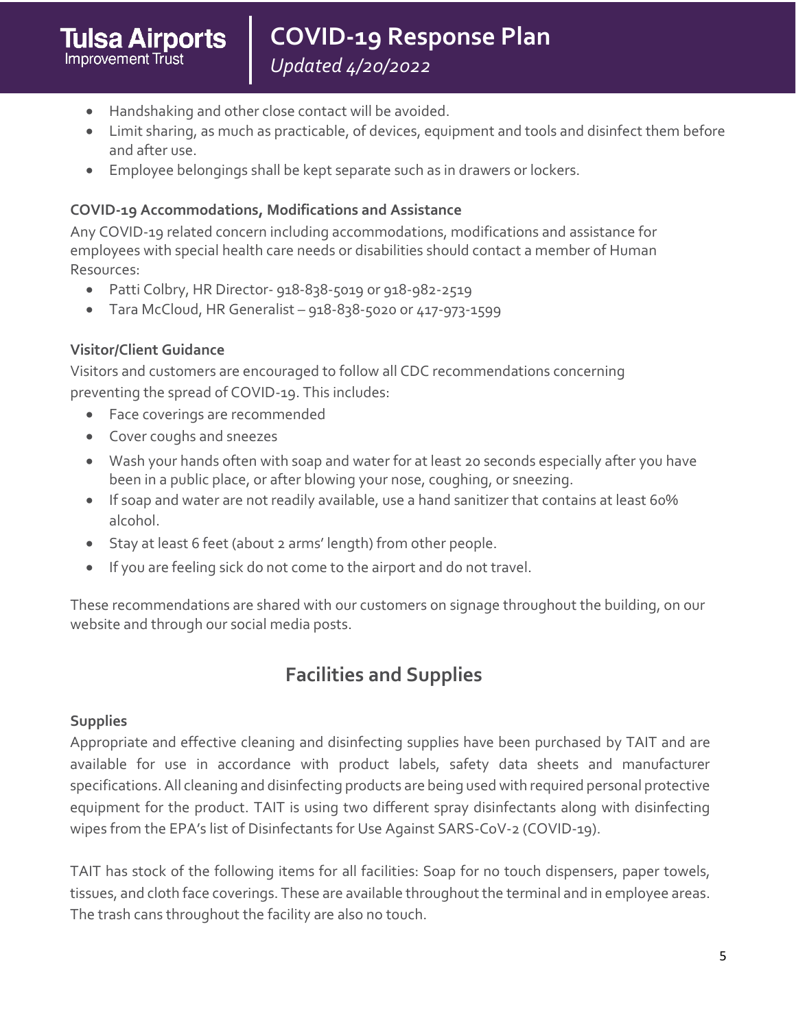- Handshaking and other close contact will be avoided.
- Limit sharing, as much as practicable, of devices, equipment and tools and disinfect them before and after use.
- Employee belongings shall be kept separate such as in drawers or lockers.

### COVID-19 Accommodations, Modifications and Assistance

Any COVID-19 related concern including accommodations, modifications and assistance for employees with special health care needs or disabilities should contact a member of Human Resources:

- Patti Colbry, HR Director- 918-838-5019 or 918-982-2519
- Tara McCloud, HR Generalist – 918-838-5020 or 417-973-1599

### Visitor/Client Guidance

Visitors and customers are encouraged to follow all CDC recommendations concerning preventing the spread of COVID-19. This includes:

- Face coverings are recommended
- Cover coughs and sneezes
- Wash your hands often with soap and water for at least 20 seconds especially after you have been in a public place, or after blowing your nose, coughing, or sneezing.
- If soap and water are not readily available, use a hand sanitizer that contains at least 60% alcohol.
- Stay at least 6 feet (about 2 arms' length) from other people.
- If you are feeling sick do not come to the airport and do not travel.

These recommendations are shared with our customers on signage throughout the building, on our website and through our social media posts.

## Facilities and Supplies

### Supplies

Appropriate and effective cleaning and disinfecting supplies have been purchased by TAIT and are available for use in accordance with product labels, safety data sheets and manufacturer specifications. All cleaning and disinfecting products are being used with required personal protective equipment for the product. TAIT is using two different spray disinfectants along with disinfecting wipes from the EPA's list of Disinfectants for Use Against SARS-CoV-2 (COVID-19).

TAIT has stock of the following items for all facilities: Soap for no touch dispensers, paper towels, tissues, and cloth face coverings. These are available throughout the terminal and in employee areas. The trash cans throughout the facility are also no touch.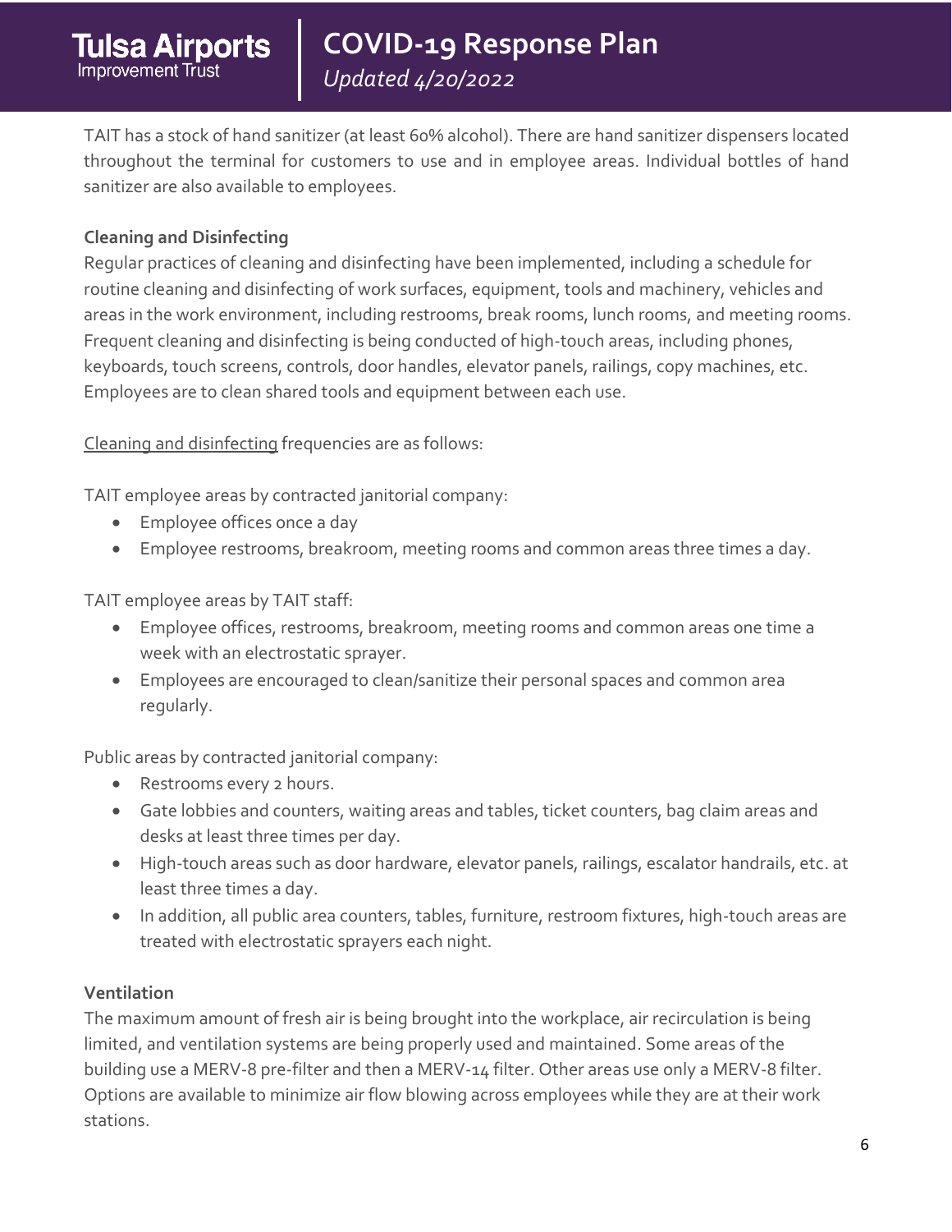TAIT has a stock of hand sanitizer (at least 60% alcohol). There are hand sanitizer dispensers located throughout the terminal for customers to use and in employee areas. Individual bottles of hand sanitizer are also available to employees.

### Cleaning and Disinfecting

Regular practices of cleaning and disinfecting have been implemented, including a schedule for routine cleaning and disinfecting of work surfaces, equipment, tools and machinery, vehicles and areas in the work environment, including restrooms, break rooms, lunch rooms, and meeting rooms. Frequent cleaning and disinfecting is being conducted of high-touch areas, including phones, keyboards, touch screens, controls, door handles, elevator panels, railings, copy machines, etc. Employees are to clean shared tools and equipment between each use.

Cleaning and disinfecting frequencies are as follows:

TAIT employee areas by contracted janitorial company:

- Employee offices once a day
- Employee restrooms, breakroom, meeting rooms and common areas three times a day.

TAIT employee areas by TAIT staff:

- Employee offices, restrooms, breakroom, meeting rooms and common areas one time a week with an electrostatic sprayer.
- Employees are encouraged to clean/sanitize their personal spaces and common area regularly.

Public areas by contracted janitorial company:

- Restrooms every 2 hours.
- Gate lobbies and counters, waiting areas and tables, ticket counters, bag claim areas and desks at least three times per day.
- High-touch areas such as door hardware, elevator panels, railings, escalator handrails, etc. at least three times a day.
- In addition, all public area counters, tables, furniture, restroom fixtures, high-touch areas are treated with electrostatic sprayers each night.

### Ventilation

The maximum amount of fresh air is being brought into the workplace, air recirculation is being limited, and ventilation systems are being properly used and maintained. Some areas of the building use a MERV-8 pre-filter and then a MERV-14 filter. Other areas use only a MERV-8 filter. Options are available to minimize air flow blowing across employees while they are at their work stations.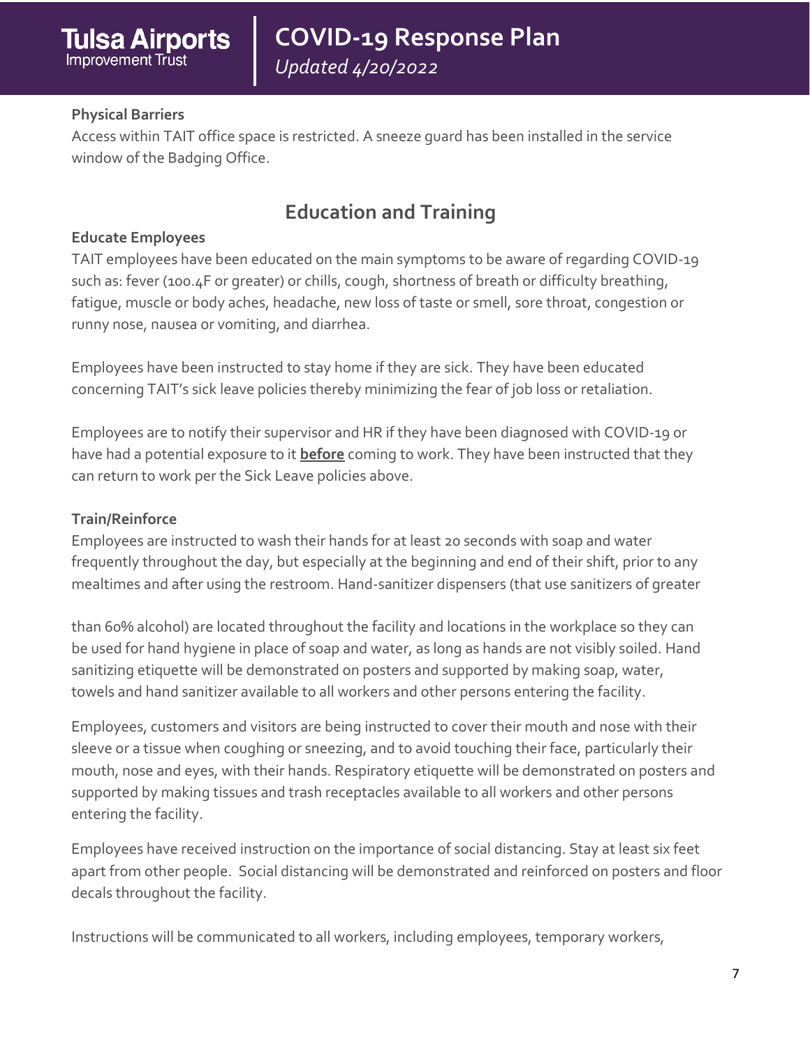**Physical Barriers**

Access within TAIT office space is restricted. A sneeze guard has been installed in the service window of the Badging Office.

## Education and Training

**Educate Employees**

TAIT employees have been educated on the main symptoms to be aware of regarding COVID-19 such as: fever (100.4F or greater) or chills, cough, shortness of breath or difficulty breathing, fatigue, muscle or body aches, headache, new loss of taste or smell, sore throat, congestion or runny nose, nausea or vomiting, and diarrhea.

Employees have been instructed to stay home if they are sick. They have been educated concerning TAIT's sick leave policies thereby minimizing the fear of job loss or retaliation.

Employees are to notify their supervisor and HR if they have been diagnosed with COVID-19 or have had a potential exposure to it **before** coming to work. They have been instructed that they can return to work per the Sick Leave policies above.

**Train/Reinforce**

Employees are instructed to wash their hands for at least 20 seconds with soap and water frequently throughout the day, but especially at the beginning and end of their shift, prior to any mealtimes and after using the restroom. Hand-sanitizer dispensers (that use sanitizers of greater than 60% alcohol) are located throughout the facility and locations in the workplace so they can be used for hand hygiene in place of soap and water, as long as hands are not visibly soiled. Hand sanitizing etiquette will be demonstrated on posters and supported by making soap, water, towels and hand sanitizer available to all workers and other persons entering the facility.

Employees, customers and visitors are being instructed to cover their mouth and nose with their sleeve or a tissue when coughing or sneezing, and to avoid touching their face, particularly their mouth, nose and eyes, with their hands. Respiratory etiquette will be demonstrated on posters and supported by making tissues and trash receptacles available to all workers and other persons entering the facility.

Employees have received instruction on the importance of social distancing. Stay at least six feet apart from other people. Social distancing will be demonstrated and reinforced on posters and floor decals throughout the facility.

Instructions will be communicated to all workers, including employees, temporary workers,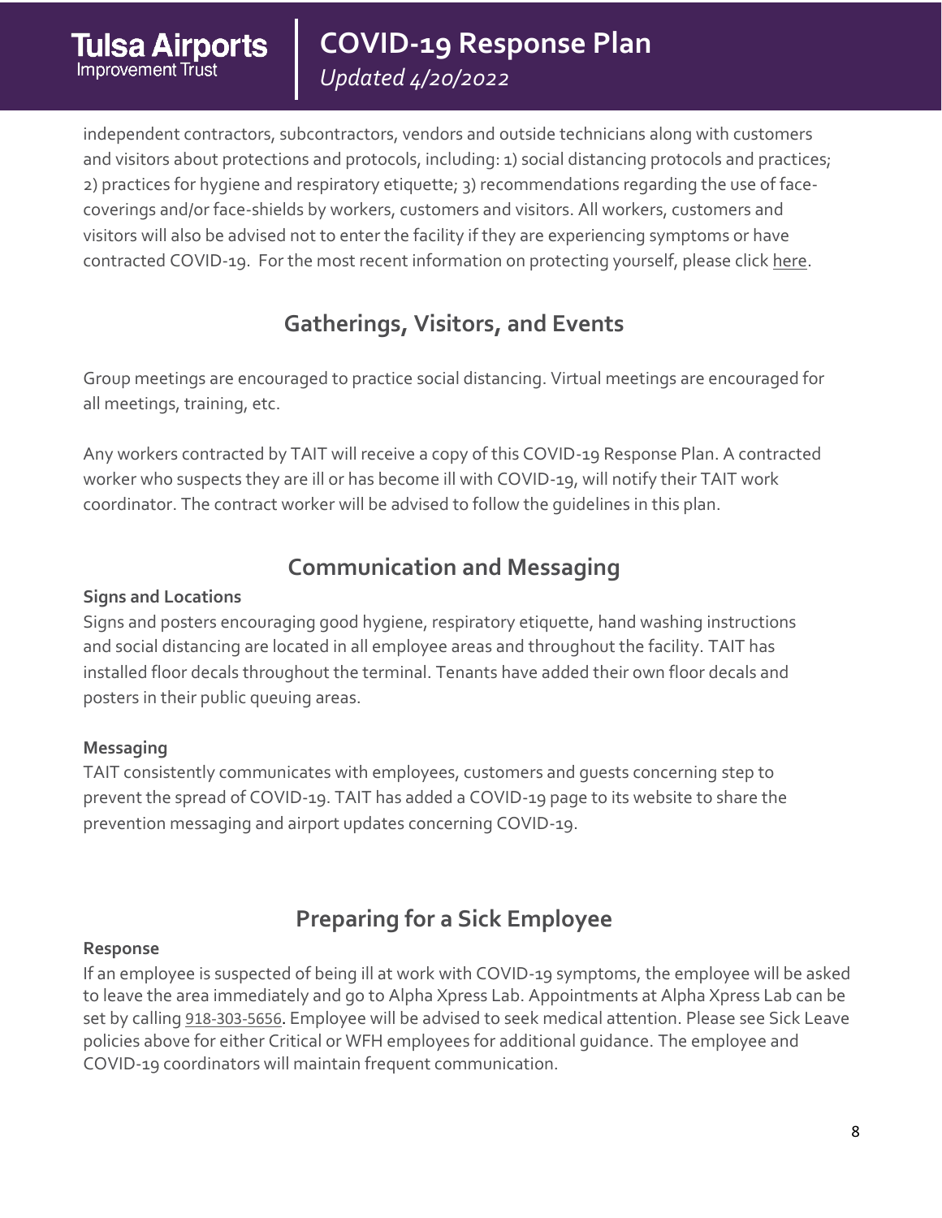independent contractors, subcontractors, vendors and outside technicians along with customers and visitors about protections and protocols, including: 1) social distancing protocols and practices; 2) practices for hygiene and respiratory etiquette; 3) recommendations regarding the use of face-coverings and/or face-shields by workers, customers and visitors. All workers, customers and visitors will also be advised not to enter the facility if they are experiencing symptoms or have contracted COVID-19. For the most recent information on protecting yourself, please click here.

## Gatherings, Visitors, and Events

Group meetings are encouraged to practice social distancing. Virtual meetings are encouraged for all meetings, training, etc.

Any workers contracted by TAIT will receive a copy of this COVID-19 Response Plan. A contracted worker who suspects they are ill or has become ill with COVID-19, will notify their TAIT work coordinator. The contract worker will be advised to follow the guidelines in this plan.

## Communication and Messaging

**Signs and Locations**

Signs and posters encouraging good hygiene, respiratory etiquette, hand washing instructions and social distancing are located in all employee areas and throughout the facility. TAIT has installed floor decals throughout the terminal. Tenants have added their own floor decals and posters in their public queuing areas.

**Messaging**

TAIT consistently communicates with employees, customers and guests concerning step to prevent the spread of COVID-19. TAIT has added a COVID-19 page to its website to share the prevention messaging and airport updates concerning COVID-19.

## Preparing for a Sick Employee

**Response**

If an employee is suspected of being ill at work with COVID-19 symptoms, the employee will be asked to leave the area immediately and go to Alpha Xpress Lab. Appointments at Alpha Xpress Lab can be set by calling 918-303-5656. Employee will be advised to seek medical attention. Please see Sick Leave policies above for either Critical or WFH employees for additional guidance. The employee and COVID-19 coordinators will maintain frequent communication.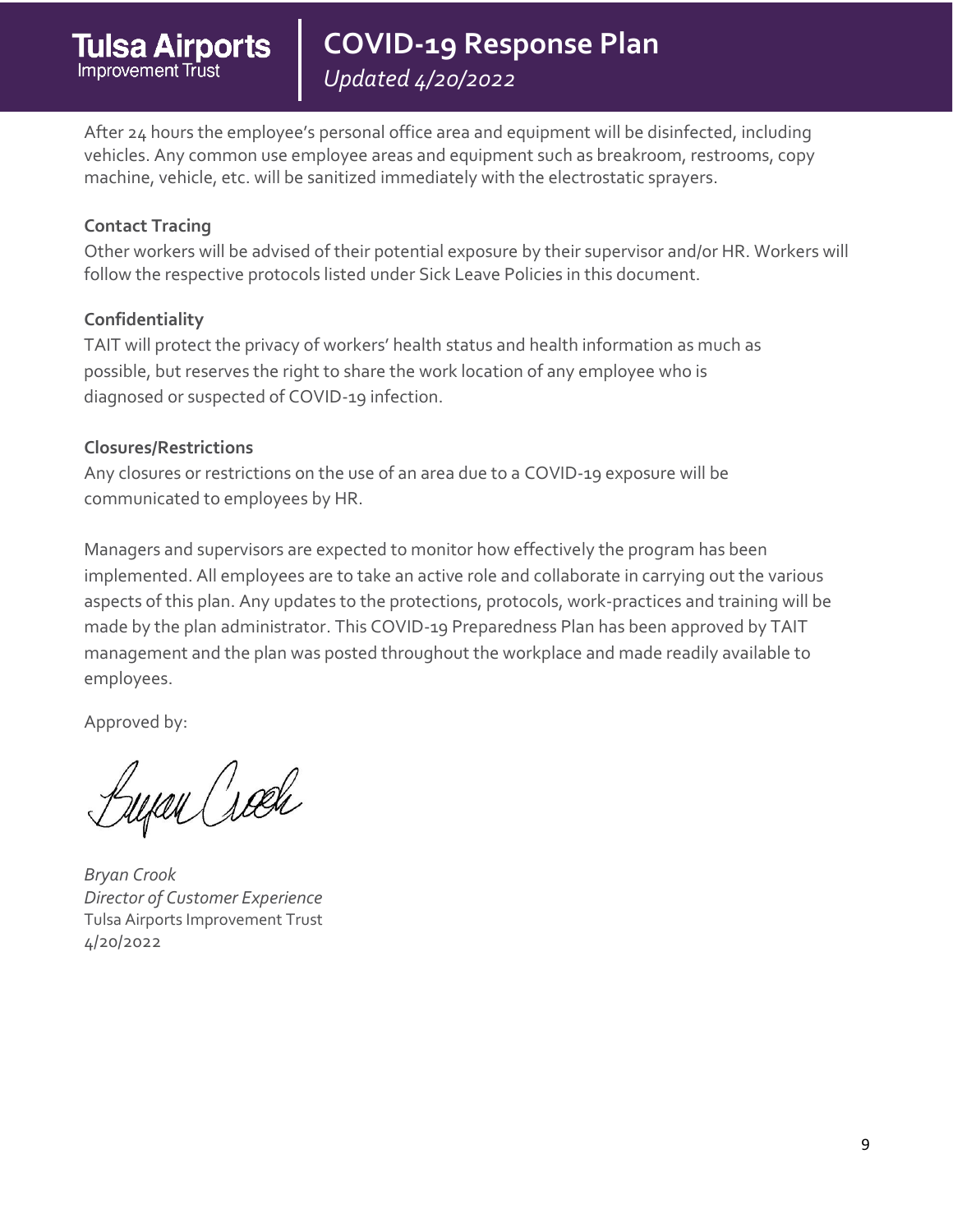After 24 hours the employee's personal office area and equipment will be disinfected, including vehicles. Any common use employee areas and equipment such as breakroom, restrooms, copy machine, vehicle, etc. will be sanitized immediately with the electrostatic sprayers.

**Contact Tracing**

Other workers will be advised of their potential exposure by their supervisor and/or HR. Workers will follow the respective protocols listed under Sick Leave Policies in this document.

**Confidentiality**

TAIT will protect the privacy of workers' health status and health information as much as possible, but reserves the right to share the work location of any employee who is diagnosed or suspected of COVID-19 infection.

**Closures/Restrictions**

Any closures or restrictions on the use of an area due to a COVID-19 exposure will be communicated to employees by HR.

Managers and supervisors are expected to monitor how effectively the program has been implemented. All employees are to take an active role and collaborate in carrying out the various aspects of this plan. Any updates to the protections, protocols, work-practices and training will be made by the plan administrator. This COVID-19 Preparedness Plan has been approved by TAIT management and the plan was posted throughout the workplace and made readily available to employees.

Approved by:

*Bryan Crook*
*Director of Customer Experience*
Tulsa Airports Improvement Trust
4/20/2022